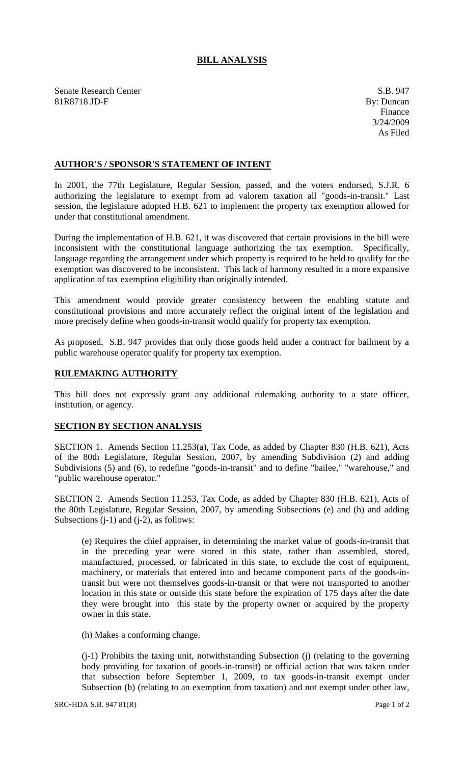# BILL ANALYSIS

Senate Research Center
81R8718 JD-F

S.B. 947
By: Duncan
Finance
3/24/2009
As Filed

## AUTHOR'S / SPONSOR'S STATEMENT OF INTENT

In 2001, the 77th Legislature, Regular Session, passed, and the voters endorsed, S.J.R. 6 authorizing the legislature to exempt from ad valorem taxation all "goods-in-transit." Last session, the legislature adopted H.B. 621 to implement the property tax exemption allowed for under that constitutional amendment.

During the implementation of H.B. 621, it was discovered that certain provisions in the bill were inconsistent with the constitutional language authorizing the tax exemption. Specifically, language regarding the arrangement under which property is required to be held to qualify for the exemption was discovered to be inconsistent. This lack of harmony resulted in a more expansive application of tax exemption eligibility than originally intended.

This amendment would provide greater consistency between the enabling statute and constitutional provisions and more accurately reflect the original intent of the legislation and more precisely define when goods-in-transit would qualify for property tax exemption.

As proposed, S.B. 947 provides that only those goods held under a contract for bailment by a public warehouse operator qualify for property tax exemption.

## RULEMAKING AUTHORITY

This bill does not expressly grant any additional rulemaking authority to a state officer, institution, or agency.

## SECTION BY SECTION ANALYSIS

SECTION 1. Amends Section 11.253(a), Tax Code, as added by Chapter 830 (H.B. 621), Acts of the 80th Legislature, Regular Session, 2007, by amending Subdivision (2) and adding Subdivisions (5) and (6), to redefine "goods-in-transit" and to define "bailee," "warehouse," and "public warehouse operator."

SECTION 2. Amends Section 11.253, Tax Code, as added by Chapter 830 (H.B. 621), Acts of the 80th Legislature, Regular Session, 2007, by amending Subsections (e) and (h) and adding Subsections (j-1) and (j-2), as follows:

(e) Requires the chief appraiser, in determining the market value of goods-in-transit that in the preceding year were stored in this state, rather than assembled, stored, manufactured, processed, or fabricated in this state, to exclude the cost of equipment, machinery, or materials that entered into and became component parts of the goods-in-transit but were not themselves goods-in-transit or that were not transported to another location in this state or outside this state before the expiration of 175 days after the date they were brought into this state by the property owner or acquired by the property owner in this state.

(h) Makes a conforming change.

(j-1) Prohibits the taxing unit, notwithstanding Subsection (j) (relating to the governing body providing for taxation of goods-in-transit) or official action that was taken under that subsection before September 1, 2009, to tax goods-in-transit exempt under Subsection (b) (relating to an exemption from taxation) and not exempt under other law,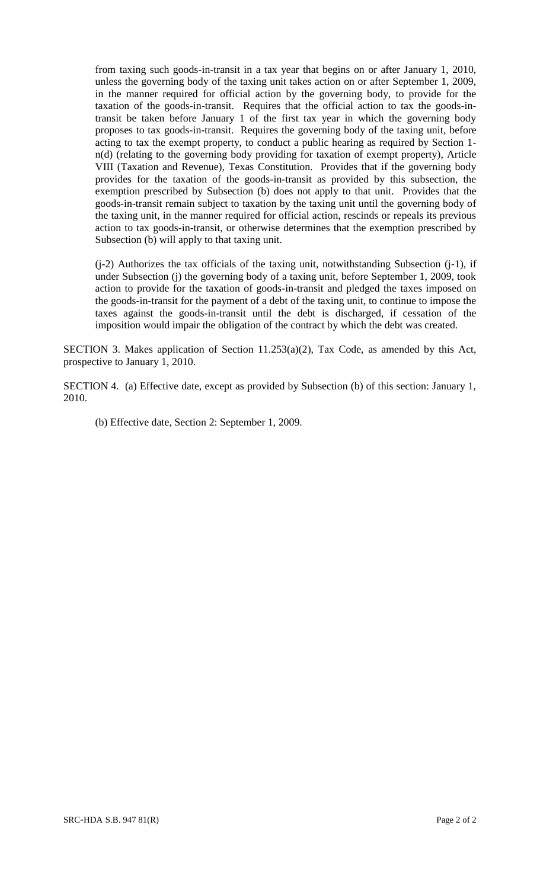from taxing such goods-in-transit in a tax year that begins on or after January 1, 2010, unless the governing body of the taxing unit takes action on or after September 1, 2009, in the manner required for official action by the governing body, to provide for the taxation of the goods-in-transit. Requires that the official action to tax the goods-in-transit be taken before January 1 of the first tax year in which the governing body proposes to tax goods-in-transit. Requires the governing body of the taxing unit, before acting to tax the exempt property, to conduct a public hearing as required by Section 1-n(d) (relating to the governing body providing for taxation of exempt property), Article VIII (Taxation and Revenue), Texas Constitution. Provides that if the governing body provides for the taxation of the goods-in-transit as provided by this subsection, the exemption prescribed by Subsection (b) does not apply to that unit. Provides that the goods-in-transit remain subject to taxation by the taxing unit until the governing body of the taxing unit, in the manner required for official action, rescinds or repeals its previous action to tax goods-in-transit, or otherwise determines that the exemption prescribed by Subsection (b) will apply to that taxing unit.

(j-2) Authorizes the tax officials of the taxing unit, notwithstanding Subsection (j-1), if under Subsection (j) the governing body of a taxing unit, before September 1, 2009, took action to provide for the taxation of goods-in-transit and pledged the taxes imposed on the goods-in-transit for the payment of a debt of the taxing unit, to continue to impose the taxes against the goods-in-transit until the debt is discharged, if cessation of the imposition would impair the obligation of the contract by which the debt was created.

SECTION 3. Makes application of Section 11.253(a)(2), Tax Code, as amended by this Act, prospective to January 1, 2010.

SECTION 4. (a) Effective date, except as provided by Subsection (b) of this section: January 1, 2010.

(b) Effective date, Section 2: September 1, 2009.